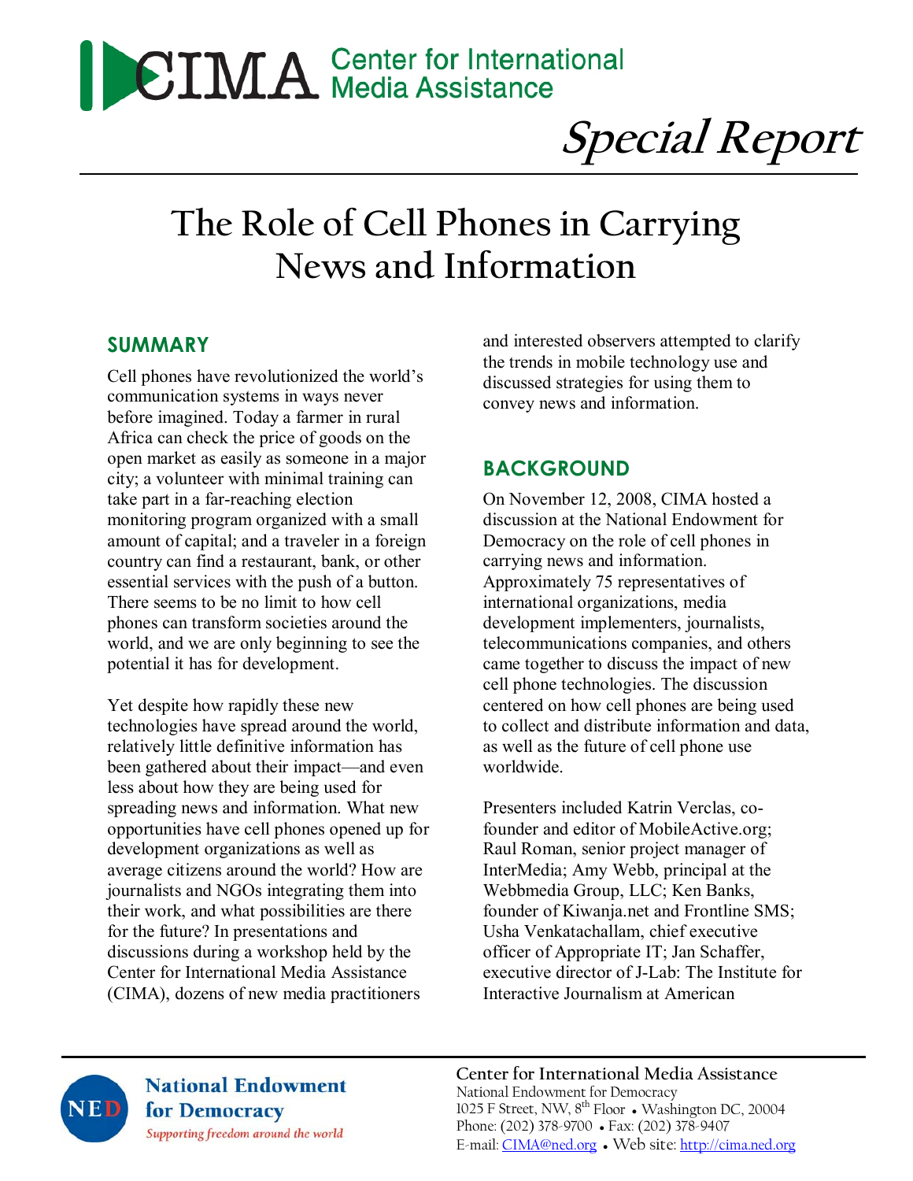# CIMA Center for International Media Assistance

*Special Report*

# The Role of Cell Phones in Carrying News and Information

## SUMMARY

Cell phones have revolutionized the world's communication systems in ways never before imagined. Today a farmer in rural Africa can check the price of goods on the open market as easily as someone in a major city; a volunteer with minimal training can take part in a far-reaching election monitoring program organized with a small amount of capital; and a traveler in a foreign country can find a restaurant, bank, or other essential services with the push of a button. There seems to be no limit to how cell phones can transform societies around the world, and we are only beginning to see the potential it has for development.

Yet despite how rapidly these new technologies have spread around the world, relatively little definitive information has been gathered about their impact—and even less about how they are being used for spreading news and information. What new opportunities have cell phones opened up for development organizations as well as average citizens around the world? How are journalists and NGOs integrating them into their work, and what possibilities are there for the future? In presentations and discussions during a workshop held by the Center for International Media Assistance (CIMA), dozens of new media practitioners and interested observers attempted to clarify the trends in mobile technology use and discussed strategies for using them to convey news and information.

## BACKGROUND

On November 12, 2008, CIMA hosted a discussion at the National Endowment for Democracy on the role of cell phones in carrying news and information. Approximately 75 representatives of international organizations, media development implementers, journalists, telecommunications companies, and others came together to discuss the impact of new cell phone technologies. The discussion centered on how cell phones are being used to collect and distribute information and data, as well as the future of cell phone use worldwide.

Presenters included Katrin Verclas, co-founder and editor of MobileActive.org; Raul Roman, senior project manager of InterMedia; Amy Webb, principal at the Webbmedia Group, LLC; Ken Banks, founder of Kiwanja.net and Frontline SMS; Usha Venkatachallam, chief executive officer of Appropriate IT; Jan Schaffer, executive director of J-Lab: The Institute for Interactive Journalism at American

National Endowment for Democracy
*Supporting freedom around the world*

**Center for International Media Assistance**
National Endowment for Democracy
1025 F Street, NW, 8th Floor • Washington DC, 20004
Phone: (202) 378-9700 • Fax: (202) 378-9407
E-mail: CIMA@ned.org • Web site: http://cima.ned.org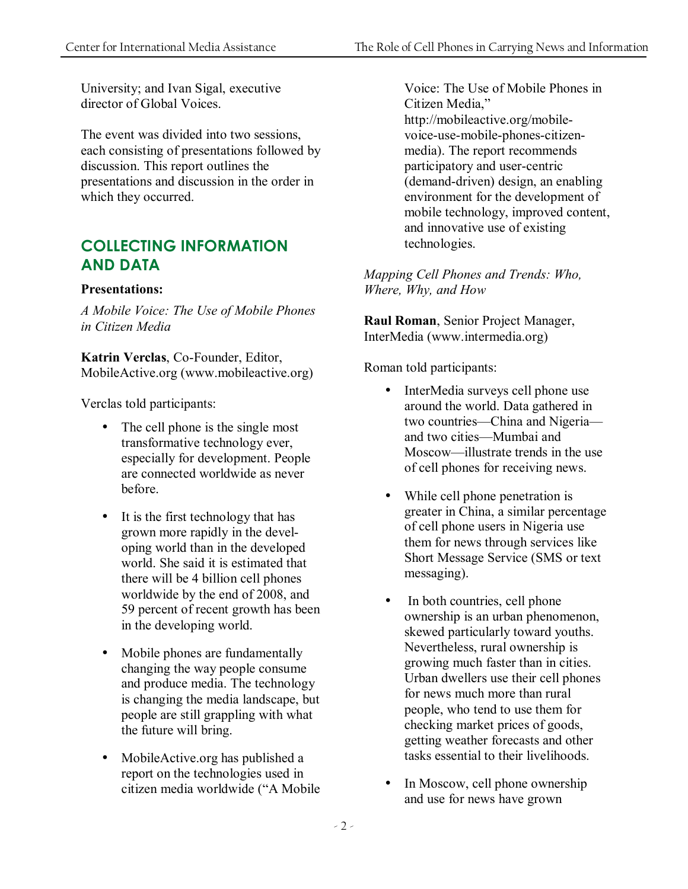University; and Ivan Sigal, executive director of Global Voices.

The event was divided into two sessions, each consisting of presentations followed by discussion. This report outlines the presentations and discussion in the order in which they occurred.

## COLLECTING INFORMATION AND DATA

**Presentations:**

*A Mobile Voice: The Use of Mobile Phones in Citizen Media*

**Katrin Verclas**, Co-Founder, Editor, MobileActive.org (www.mobileactive.org)

Verclas told participants:

- The cell phone is the single most transformative technology ever, especially for development. People are connected worldwide as never before.
- It is the first technology that has grown more rapidly in the developing world than in the developed world. She said it is estimated that there will be 4 billion cell phones worldwide by the end of 2008, and 59 percent of recent growth has been in the developing world.
- Mobile phones are fundamentally changing the way people consume and produce media. The technology is changing the media landscape, but people are still grappling with what the future will bring.
- MobileActive.org has published a report on the technologies used in citizen media worldwide ("A Mobile Voice: The Use of Mobile Phones in Citizen Media," http://mobileactive.org/mobile-voice-use-mobile-phones-citizen-media). The report recommends participatory and user-centric (demand-driven) design, an enabling environment for the development of mobile technology, improved content, and innovative use of existing technologies.

*Mapping Cell Phones and Trends: Who, Where, Why, and How*

**Raul Roman**, Senior Project Manager, InterMedia (www.intermedia.org)

Roman told participants:

- InterMedia surveys cell phone use around the world. Data gathered in two countries—China and Nigeria—and two cities—Mumbai and Moscow—illustrate trends in the use of cell phones for receiving news.
- While cell phone penetration is greater in China, a similar percentage of cell phone users in Nigeria use them for news through services like Short Message Service (SMS or text messaging).
- In both countries, cell phone ownership is an urban phenomenon, skewed particularly toward youths. Nevertheless, rural ownership is growing much faster than in cities. Urban dwellers use their cell phones for news much more than rural people, who tend to use them for checking market prices of goods, getting weather forecasts and other tasks essential to their livelihoods.
- In Moscow, cell phone ownership and use for news have grown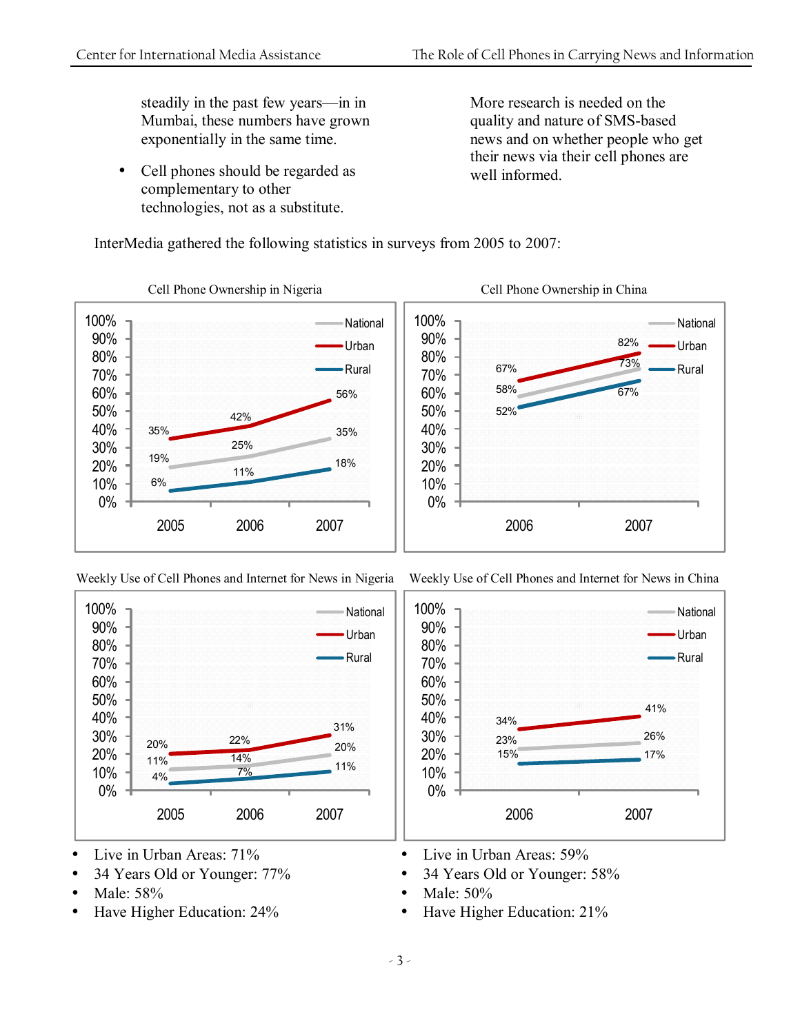steadily in the past few years—in in Mumbai, these numbers have grown exponentially in the same time.

- Cell phones should be regarded as complementary to other technologies, not as a substitute.

More research is needed on the quality and nature of SMS-based news and on whether people who get their news via their cell phones are well informed.

InterMedia gathered the following statistics in surveys from 2005 to 2007:

**Cell Phone Ownership in Nigeria**

| | 2005 | 2006 | 2007 |
|---|---|---|---|
| National | 19% | 25% | 35% |
| Urban | 35% | 42% | 56% |
| Rural | 6% | 11% | 18% |

**Cell Phone Ownership in China**

| | 2006 | 2007 |
|---|---|---|
| National | 58% | 73% |
| Urban | 67% | 82% |
| Rural | 52% | 67% |

**Weekly Use of Cell Phones and Internet for News in Nigeria**

| | 2005 | 2006 | 2007 |
|---|---|---|---|
| National | 11% | 14% | 20% |
| Urban | 20% | 22% | 31% |
| Rural | 4% | 7% | 11% |

- Live in Urban Areas: 71%
- 34 Years Old or Younger: 77%
- Male: 58%
- Have Higher Education: 24%

**Weekly Use of Cell Phones and Internet for News in China**

| | 2006 | 2007 |
|---|---|---|
| National | 23% | 26% |
| Urban | 34% | 41% |
| Rural | 15% | 17% |

- Live in Urban Areas: 59%
- 34 Years Old or Younger: 58%
- Male: 50%
- Have Higher Education: 21%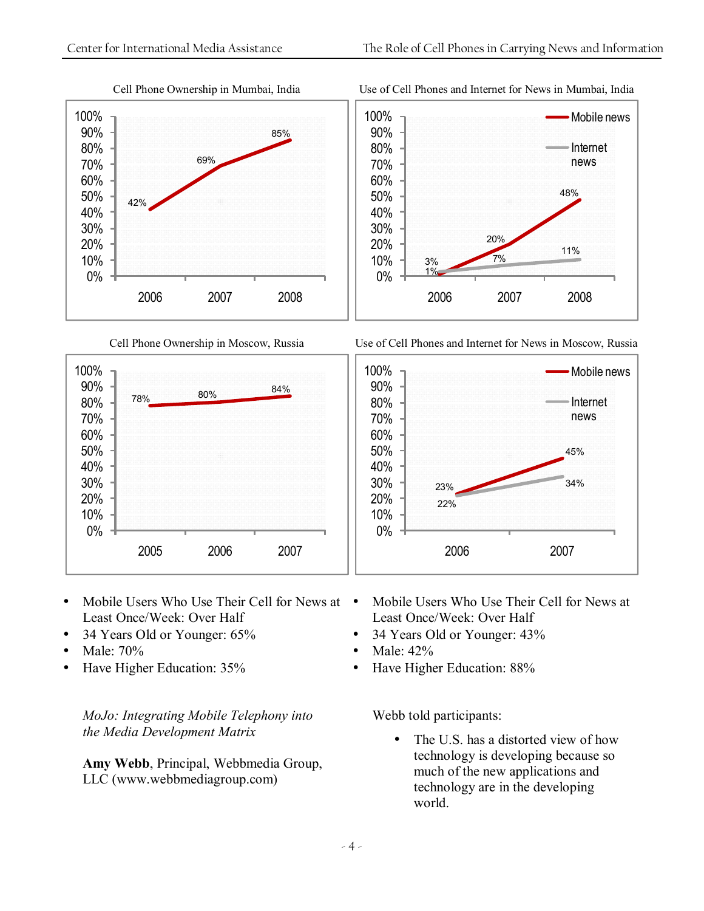Cell Phone Ownership in Mumbai, India

| Year | Ownership |
|---|---|
| 2006 | 42% |
| 2007 | 69% |
| 2008 | 85% |

Use of Cell Phones and Internet for News in Mumbai, India

| Year | Mobile news | Internet news |
|---|---|---|
| 2006 | 1% | 3% |
| 2007 | 20% | 7% |
| 2008 | 48% | 11% |

Cell Phone Ownership in Moscow, Russia

| Year | Ownership |
|---|---|
| 2005 | 78% |
| 2006 | 80% |
| 2007 | 84% |

Use of Cell Phones and Internet for News in Moscow, Russia

| Year | Mobile news | Internet news |
|---|---|---|
| 2006 | 23% | 22% |
| 2007 | 45% | 34% |

- Mobile Users Who Use Their Cell for News at Least Once/Week: Over Half
- 34 Years Old or Younger: 65%
- Male: 70%
- Have Higher Education: 35%

- Mobile Users Who Use Their Cell for News at Least Once/Week: Over Half
- 34 Years Old or Younger: 43%
- Male: 42%
- Have Higher Education: 88%

*MoJo: Integrating Mobile Telephony into the Media Development Matrix*

**Amy Webb**, Principal, Webbmedia Group, LLC (www.webbmediagroup.com)

Webb told participants:

- The U.S. has a distorted view of how technology is developing because so much of the new applications and technology are in the developing world.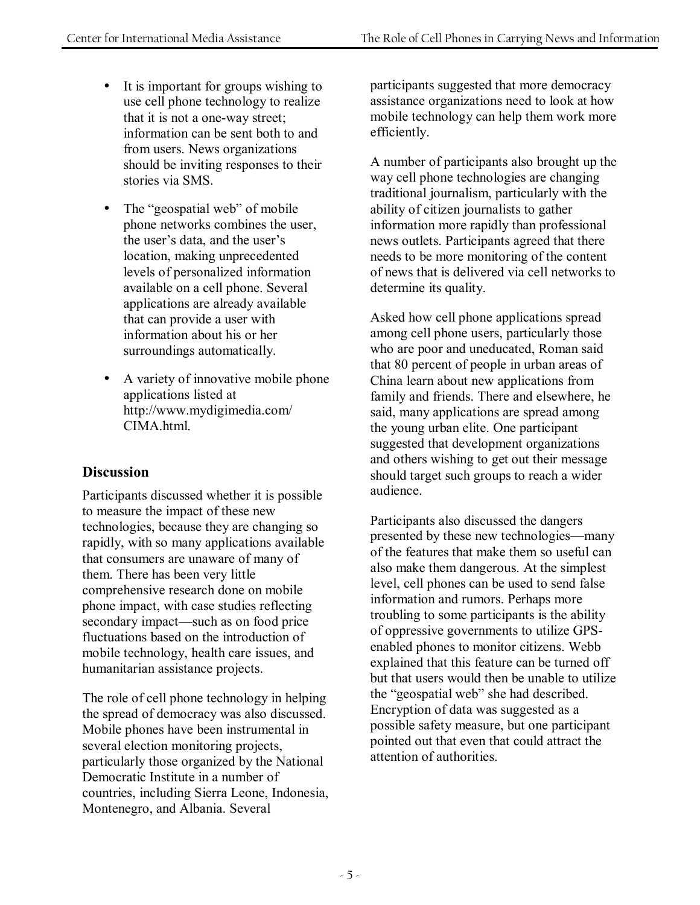- It is important for groups wishing to use cell phone technology to realize that it is not a one-way street; information can be sent both to and from users. News organizations should be inviting responses to their stories via SMS.
- The "geospatial web" of mobile phone networks combines the user, the user's data, and the user's location, making unprecedented levels of personalized information available on a cell phone. Several applications are already available that can provide a user with information about his or her surroundings automatically.
- A variety of innovative mobile phone applications listed at http://www.mydigimedia.com/CIMA.html.

## Discussion

Participants discussed whether it is possible to measure the impact of these new technologies, because they are changing so rapidly, with so many applications available that consumers are unaware of many of them. There has been very little comprehensive research done on mobile phone impact, with case studies reflecting secondary impact—such as on food price fluctuations based on the introduction of mobile technology, health care issues, and humanitarian assistance projects.

The role of cell phone technology in helping the spread of democracy was also discussed. Mobile phones have been instrumental in several election monitoring projects, particularly those organized by the National Democratic Institute in a number of countries, including Sierra Leone, Indonesia, Montenegro, and Albania. Several participants suggested that more democracy assistance organizations need to look at how mobile technology can help them work more efficiently.

A number of participants also brought up the way cell phone technologies are changing traditional journalism, particularly with the ability of citizen journalists to gather information more rapidly than professional news outlets. Participants agreed that there needs to be more monitoring of the content of news that is delivered via cell networks to determine its quality.

Asked how cell phone applications spread among cell phone users, particularly those who are poor and uneducated, Roman said that 80 percent of people in urban areas of China learn about new applications from family and friends. There and elsewhere, he said, many applications are spread among the young urban elite. One participant suggested that development organizations and others wishing to get out their message should target such groups to reach a wider audience.

Participants also discussed the dangers presented by these new technologies—many of the features that make them so useful can also make them dangerous. At the simplest level, cell phones can be used to send false information and rumors. Perhaps more troubling to some participants is the ability of oppressive governments to utilize GPS-enabled phones to monitor citizens. Webb explained that this feature can be turned off but that users would then be unable to utilize the "geospatial web" she had described. Encryption of data was suggested as a possible safety measure, but one participant pointed out that even that could attract the attention of authorities.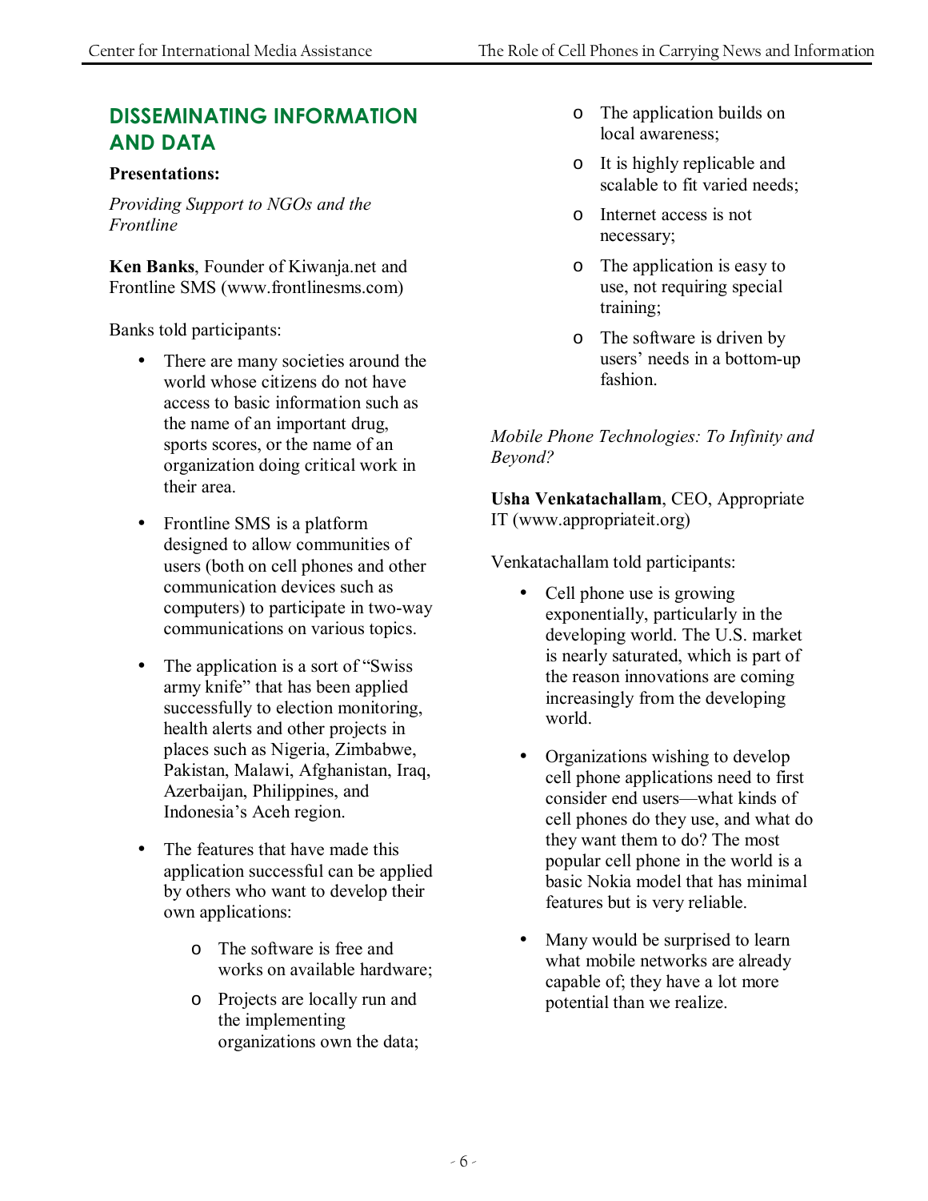## DISSEMINATING INFORMATION AND DATA

**Presentations:**

*Providing Support to NGOs and the Frontline*

**Ken Banks**, Founder of Kiwanja.net and Frontline SMS (www.frontlinesms.com)

Banks told participants:

- There are many societies around the world whose citizens do not have access to basic information such as the name of an important drug, sports scores, or the name of an organization doing critical work in their area.
- Frontline SMS is a platform designed to allow communities of users (both on cell phones and other communication devices such as computers) to participate in two-way communications on various topics.
- The application is a sort of "Swiss army knife" that has been applied successfully to election monitoring, health alerts and other projects in places such as Nigeria, Zimbabwe, Pakistan, Malawi, Afghanistan, Iraq, Azerbaijan, Philippines, and Indonesia's Aceh region.
- The features that have made this application successful can be applied by others who want to develop their own applications:
  - The software is free and works on available hardware;
  - Projects are locally run and the implementing organizations own the data;
  - The application builds on local awareness;
  - It is highly replicable and scalable to fit varied needs;
  - Internet access is not necessary;
  - The application is easy to use, not requiring special training;
  - The software is driven by users' needs in a bottom-up fashion.

*Mobile Phone Technologies: To Infinity and Beyond?*

**Usha Venkatachallam**, CEO, Appropriate IT (www.appropriateit.org)

Venkatachallam told participants:

- Cell phone use is growing exponentially, particularly in the developing world. The U.S. market is nearly saturated, which is part of the reason innovations are coming increasingly from the developing world.
- Organizations wishing to develop cell phone applications need to first consider end users—what kinds of cell phones do they use, and what do they want them to do? The most popular cell phone in the world is a basic Nokia model that has minimal features but is very reliable.
- Many would be surprised to learn what mobile networks are already capable of; they have a lot more potential than we realize.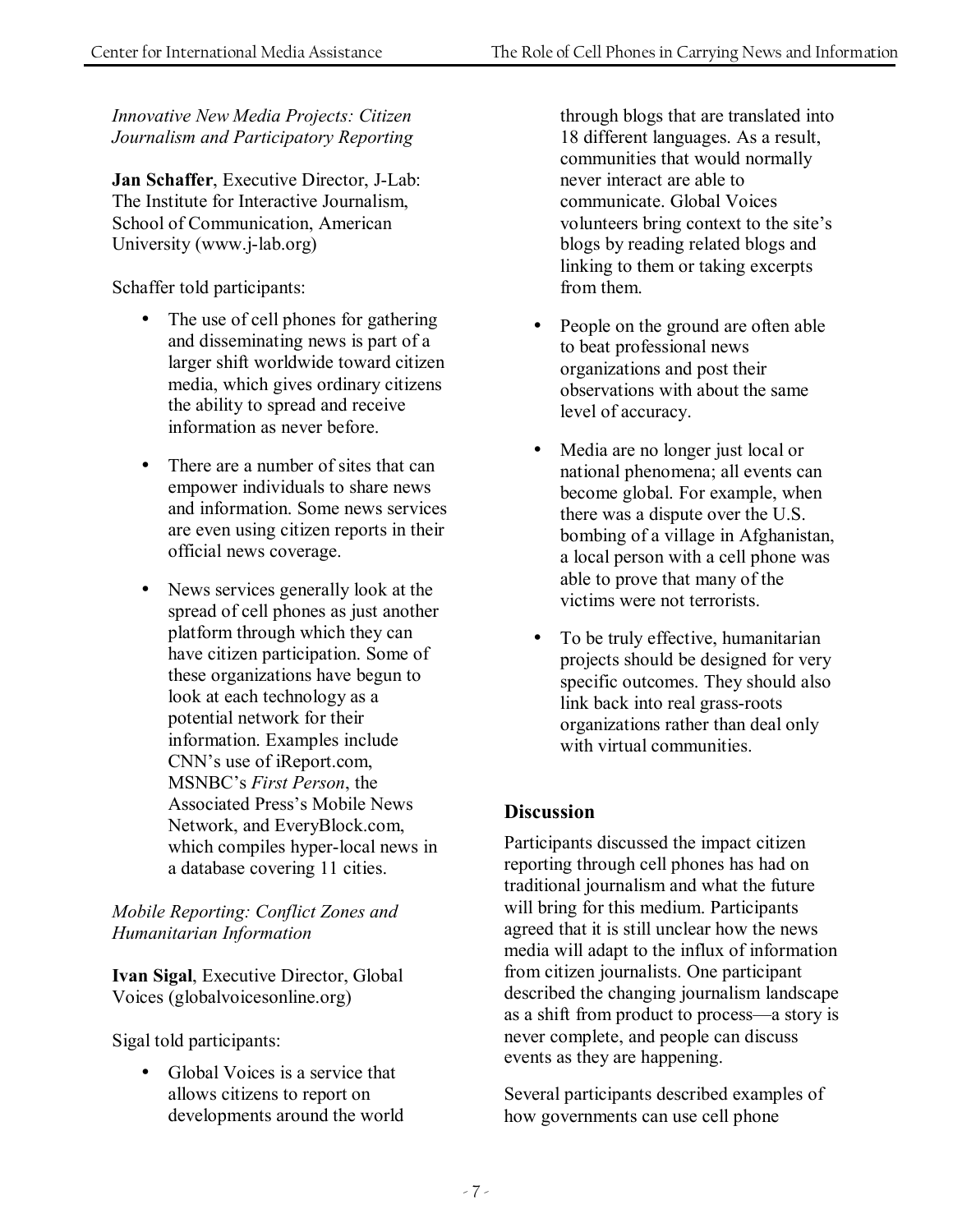*Innovative New Media Projects: Citizen Journalism and Participatory Reporting*

**Jan Schaffer**, Executive Director, J-Lab: The Institute for Interactive Journalism, School of Communication, American University (www.j-lab.org)

Schaffer told participants:

- The use of cell phones for gathering and disseminating news is part of a larger shift worldwide toward citizen media, which gives ordinary citizens the ability to spread and receive information as never before.
- There are a number of sites that can empower individuals to share news and information. Some news services are even using citizen reports in their official news coverage.
- News services generally look at the spread of cell phones as just another platform through which they can have citizen participation. Some of these organizations have begun to look at each technology as a potential network for their information. Examples include CNN's use of iReport.com, MSNBC's *First Person*, the Associated Press's Mobile News Network, and EveryBlock.com, which compiles hyper-local news in a database covering 11 cities.

*Mobile Reporting: Conflict Zones and Humanitarian Information*

**Ivan Sigal**, Executive Director, Global Voices (globalvoicesonline.org)

Sigal told participants:

- Global Voices is a service that allows citizens to report on developments around the world through blogs that are translated into 18 different languages. As a result, communities that would normally never interact are able to communicate. Global Voices volunteers bring context to the site's blogs by reading related blogs and linking to them or taking excerpts from them.
- People on the ground are often able to beat professional news organizations and post their observations with about the same level of accuracy.
- Media are no longer just local or national phenomena; all events can become global. For example, when there was a dispute over the U.S. bombing of a village in Afghanistan, a local person with a cell phone was able to prove that many of the victims were not terrorists.
- To be truly effective, humanitarian projects should be designed for very specific outcomes. They should also link back into real grass-roots organizations rather than deal only with virtual communities.

## Discussion

Participants discussed the impact citizen reporting through cell phones has had on traditional journalism and what the future will bring for this medium. Participants agreed that it is still unclear how the news media will adapt to the influx of information from citizen journalists. One participant described the changing journalism landscape as a shift from product to process—a story is never complete, and people can discuss events as they are happening.

Several participants described examples of how governments can use cell phone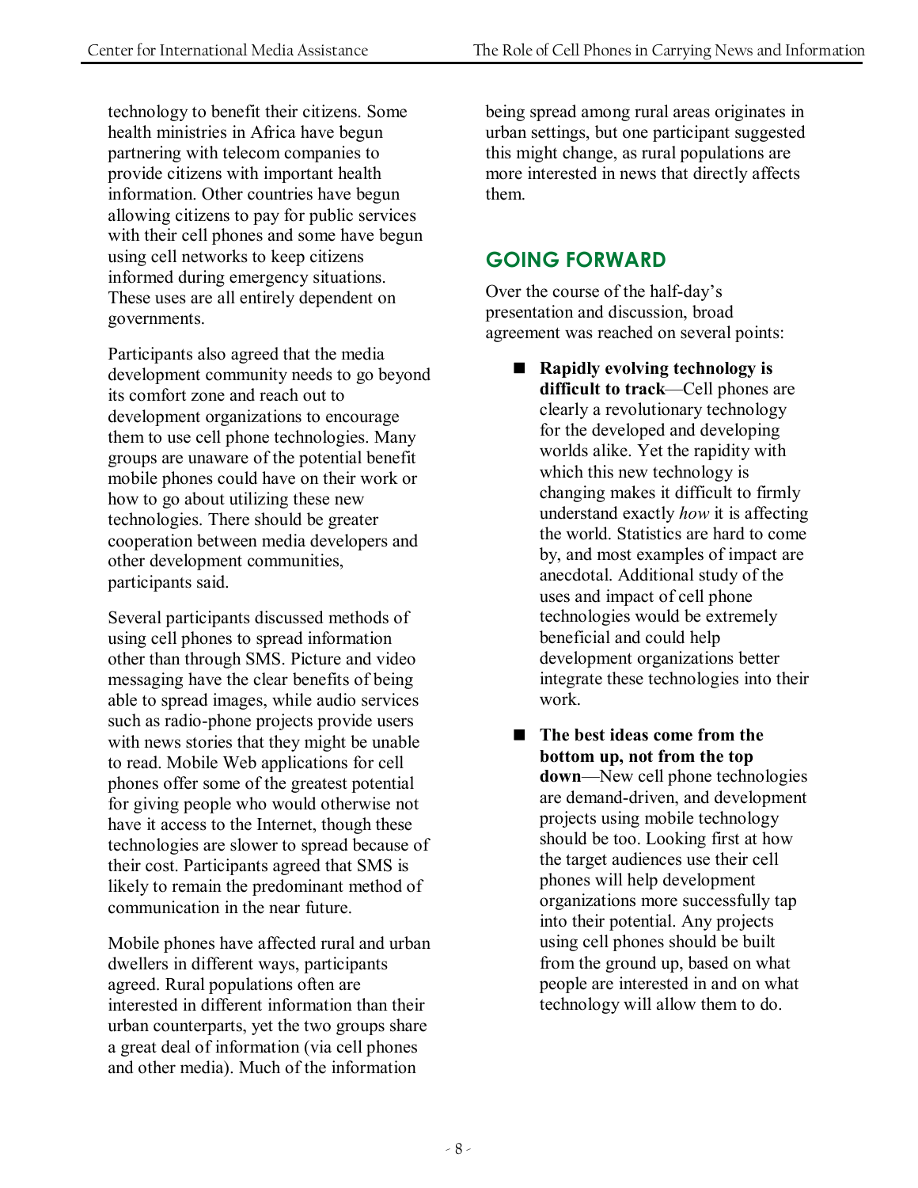technology to benefit their citizens. Some health ministries in Africa have begun partnering with telecom companies to provide citizens with important health information. Other countries have begun allowing citizens to pay for public services with their cell phones and some have begun using cell networks to keep citizens informed during emergency situations. These uses are all entirely dependent on governments.

Participants also agreed that the media development community needs to go beyond its comfort zone and reach out to development organizations to encourage them to use cell phone technologies. Many groups are unaware of the potential benefit mobile phones could have on their work or how to go about utilizing these new technologies. There should be greater cooperation between media developers and other development communities, participants said.

Several participants discussed methods of using cell phones to spread information other than through SMS. Picture and video messaging have the clear benefits of being able to spread images, while audio services such as radio-phone projects provide users with news stories that they might be unable to read. Mobile Web applications for cell phones offer some of the greatest potential for giving people who would otherwise not have it access to the Internet, though these technologies are slower to spread because of their cost. Participants agreed that SMS is likely to remain the predominant method of communication in the near future.

Mobile phones have affected rural and urban dwellers in different ways, participants agreed. Rural populations often are interested in different information than their urban counterparts, yet the two groups share a great deal of information (via cell phones and other media). Much of the information being spread among rural areas originates in urban settings, but one participant suggested this might change, as rural populations are more interested in news that directly affects them.

## GOING FORWARD

Over the course of the half-day's presentation and discussion, broad agreement was reached on several points:

- **Rapidly evolving technology is difficult to track**—Cell phones are clearly a revolutionary technology for the developed and developing worlds alike. Yet the rapidity with which this new technology is changing makes it difficult to firmly understand exactly *how* it is affecting the world. Statistics are hard to come by, and most examples of impact are anecdotal. Additional study of the uses and impact of cell phone technologies would be extremely beneficial and could help development organizations better integrate these technologies into their work.
- **The best ideas come from the bottom up, not from the top down**—New cell phone technologies are demand-driven, and development projects using mobile technology should be too. Looking first at how the target audiences use their cell phones will help development organizations more successfully tap into their potential. Any projects using cell phones should be built from the ground up, based on what people are interested in and on what technology will allow them to do.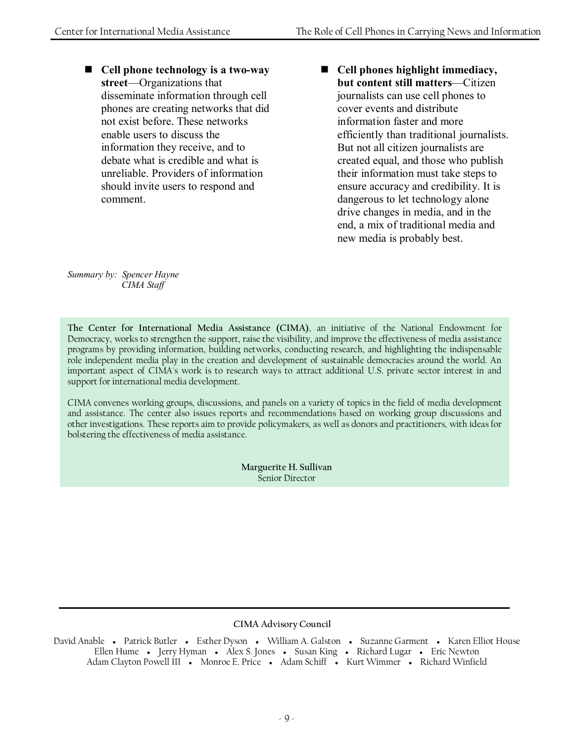- **Cell phone technology is a two-way street**—Organizations that disseminate information through cell phones are creating networks that did not exist before. These networks enable users to discuss the information they receive, and to debate what is credible and what is unreliable. Providers of information should invite users to respond and comment.

- **Cell phones highlight immediacy, but content still matters**—Citizen journalists can use cell phones to cover events and distribute information faster and more efficiently than traditional journalists. But not all citizen journalists are created equal, and those who publish their information must take steps to ensure accuracy and credibility. It is dangerous to let technology alone drive changes in media, and in the end, a mix of traditional media and new media is probably best.

*Summary by: Spencer Hayne*
*CIMA Staff*

**The Center for International Media Assistance (CIMA)**, an initiative of the National Endowment for Democracy, works to strengthen the support, raise the visibility, and improve the effectiveness of media assistance programs by providing information, building networks, conducting research, and highlighting the indispensable role independent media play in the creation and development of sustainable democracies around the world. An important aspect of CIMA's work is to research ways to attract additional U.S. private sector interest in and support for international media development.

CIMA convenes working groups, discussions, and panels on a variety of topics in the field of media development and assistance. The center also issues reports and recommendations based on working group discussions and other investigations. These reports aim to provide policymakers, as well as donors and practitioners, with ideas for bolstering the effectiveness of media assistance.

**Marguerite H. Sullivan**
Senior Director

**CIMA Advisory Council**

David Anable • Patrick Butler • Esther Dyson • William A. Galston • Suzanne Garment • Karen Elliot House
Ellen Hume • Jerry Hyman • Alex S. Jones • Susan King • Richard Lugar • Eric Newton
Adam Clayton Powell III • Monroe E. Price • Adam Schiff • Kurt Wimmer • Richard Winfield